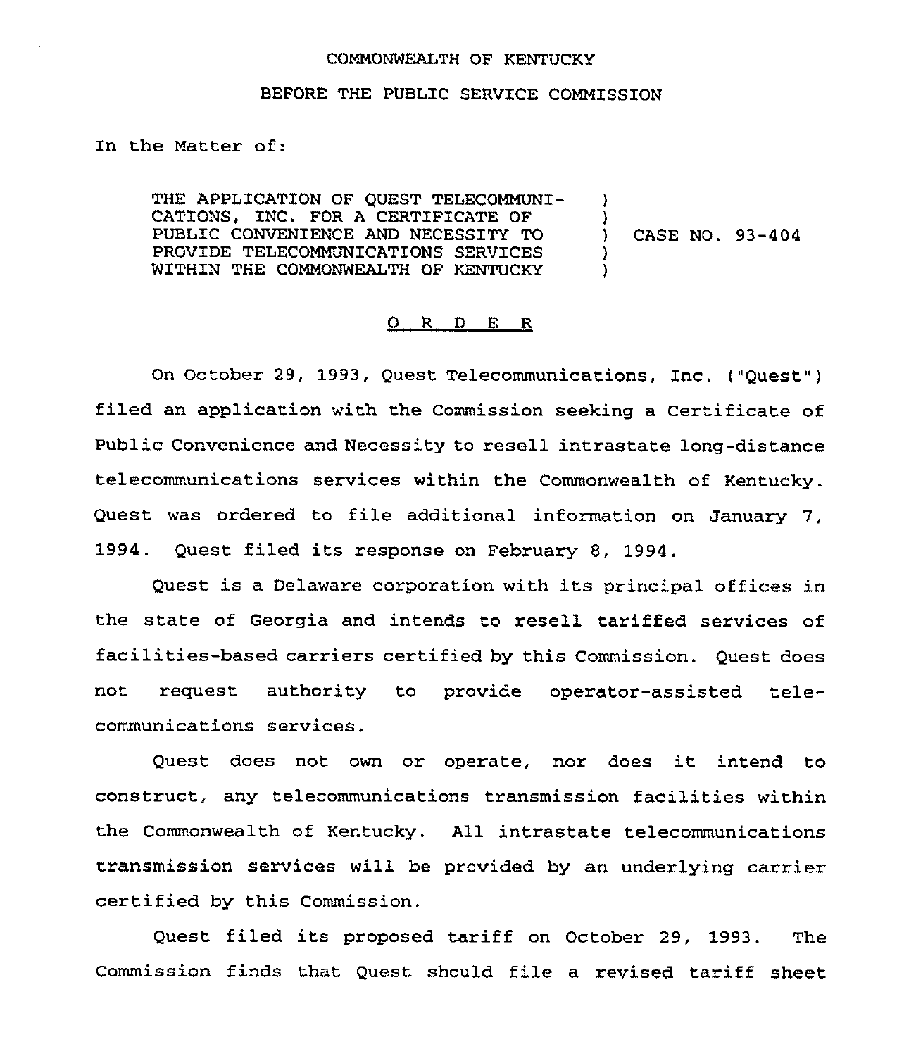COMMONWEALTH OF KENTUCKY

BEFORE THE PUBLIC SERVICE COMMISSION

In the Matter of:

| | | |
|---|---|---|
| THE APPLICATION OF QUEST TELECOMMUNICATIONS, INC. FOR A CERTIFICATE OF PUBLIC CONVENIENCE AND NECESSITY TO PROVIDE TELECOMMUNICATIONS SERVICES WITHIN THE COMMONWEALTH OF KENTUCKY | ) | CASE NO. 93-404 |

O R D E R

On October 29, 1993, Quest Telecommunications, Inc. ("Quest") filed an application with the Commission seeking a Certificate of Public Convenience and Necessity to resell intrastate long-distance telecommunications services within the Commonwealth of Kentucky. Quest was ordered to file additional information on January 7, 1994. Quest filed its response on February 8, 1994.

Quest is a Delaware corporation with its principal offices in the state of Georgia and intends to resell tariffed services of facilities-based carriers certified by this Commission. Quest does not request authority to provide operator-assisted telecommunications services.

Quest does not own or operate, nor does it intend to construct, any telecommunications transmission facilities within the Commonwealth of Kentucky. All intrastate telecommunications transmission services will be provided by an underlying carrier certified by this Commission.

Quest filed its proposed tariff on October 29, 1993. The Commission finds that Quest should file a revised tariff sheet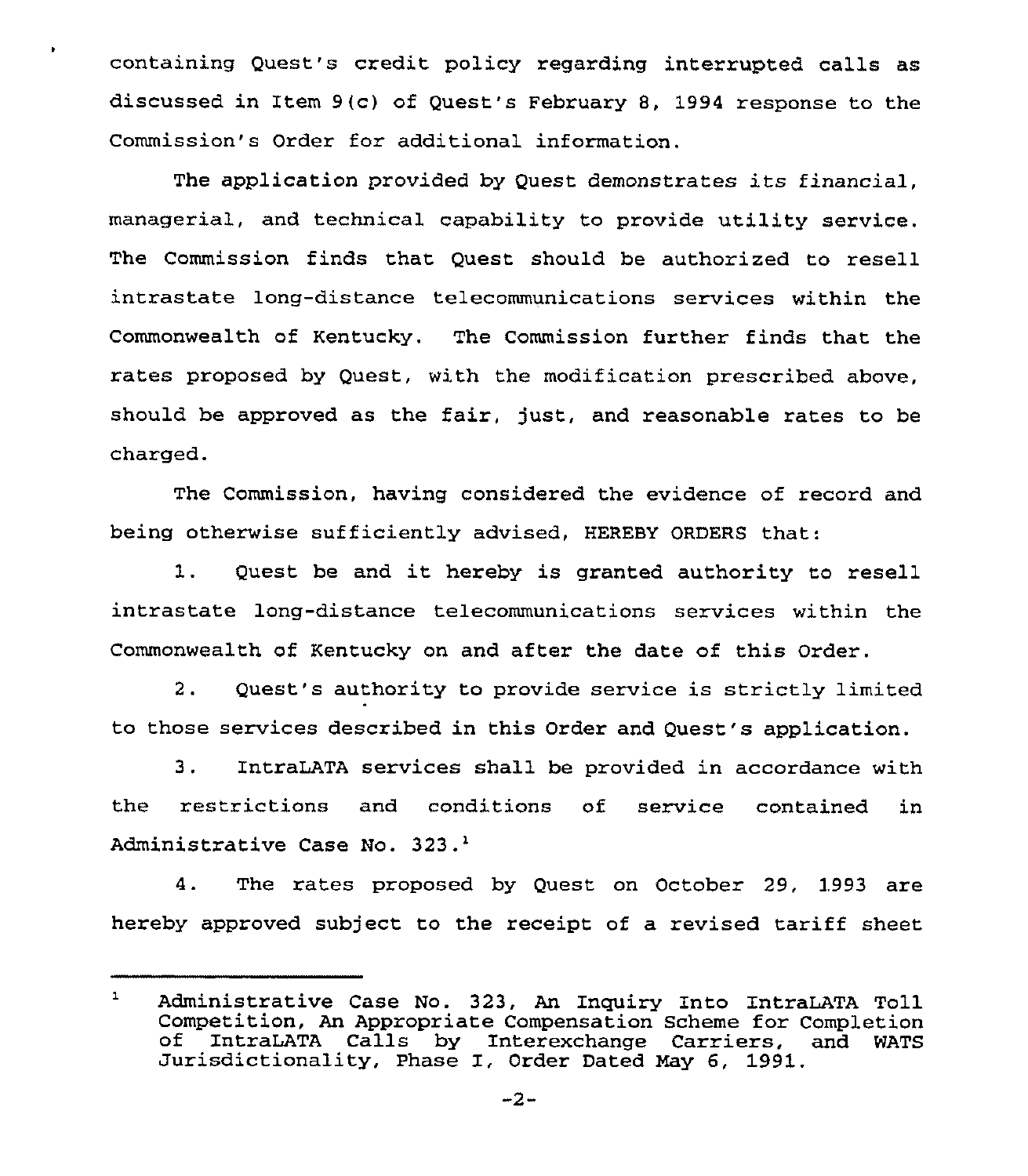containing Quest's credit policy regarding interrupted calls as discussed in Item 9(c) of Quest's February 8, 1994 response to the Commission's Order for additional information.

The application provided by Quest demonstrates its financial, managerial, and technical capability to provide utility service. The Commission finds that Quest should be authorized to resell intrastate long-distance telecommunications services within the Commonwealth of Kentucky. The Commission further finds that the rates proposed by Quest, with the modification prescribed above, should be approved as the fair, just, and reasonable rates to be charged.

The Commission, having considered the evidence of record and being otherwise sufficiently advised, HEREBY ORDERS that:

1. Quest be and it hereby is granted authority to resell intrastate long-distance telecommunications services within the Commonwealth of Kentucky on and after the date of this Order.

2. Quest's authority to provide service is strictly limited to those services described in this Order and Quest's application.

3. IntraLATA services shall be provided in accordance with the restrictions and conditions of service contained in Administrative Case No. 323.[1]

4. The rates proposed by Quest on October 29, 1993 are hereby approved subject to the receipt of a revised tariff sheet

---

[1] Administrative Case No. 323, An Inquiry Into IntraLATA Toll Competition, An Appropriate Compensation Scheme for Completion of IntraLATA Calls by Interexchange Carriers, and WATS Jurisdictionality, Phase I, Order Dated May 6, 1991.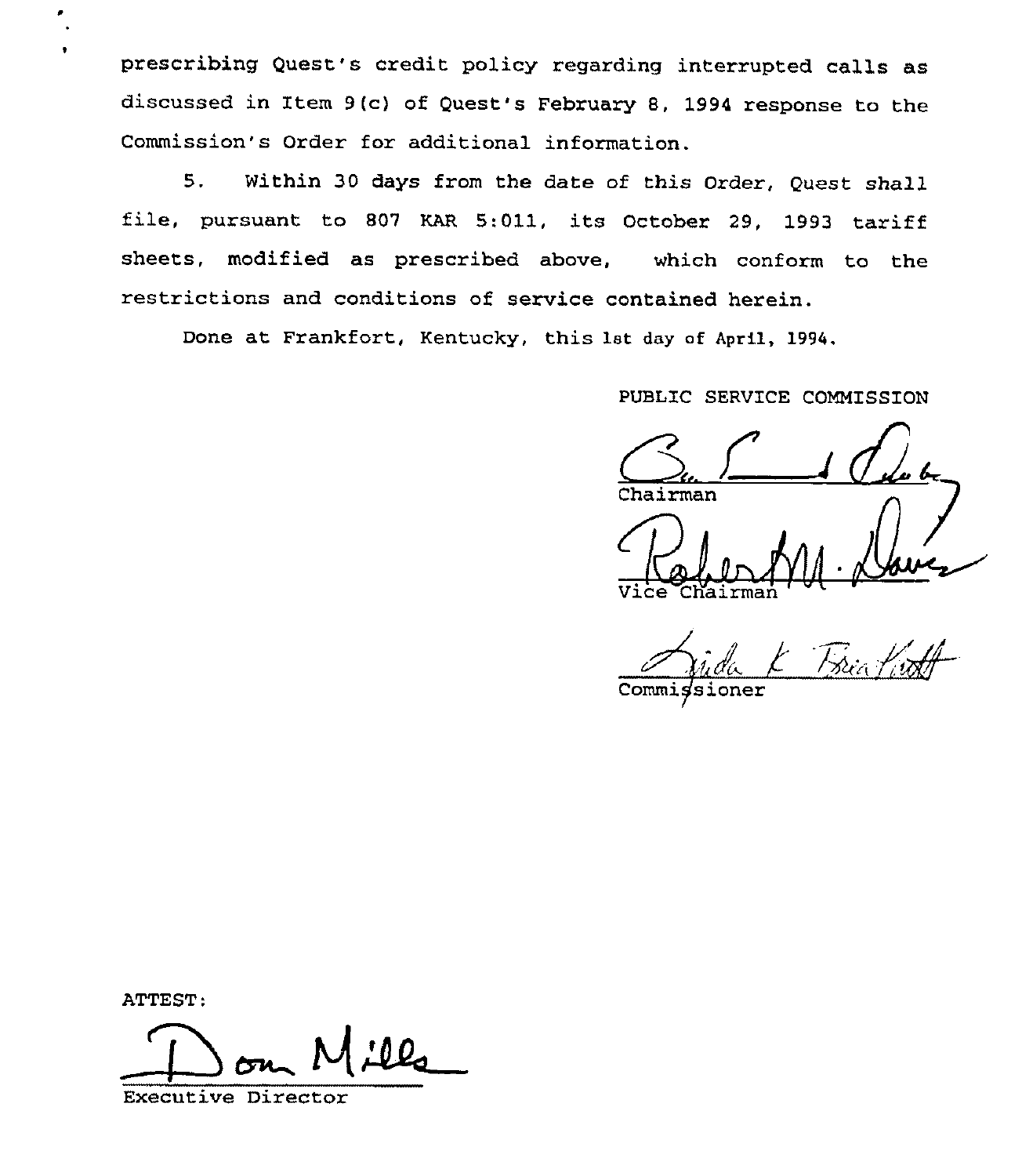prescribing Quest's credit policy regarding interrupted calls as discussed in Item 9(c) of Quest's February 8, 1994 response to the Commission's Order for additional information.

5. Within 30 days from the date of this Order, Quest shall file, pursuant to 807 KAR 5:011, its October 29, 1993 tariff sheets, modified as prescribed above, which conform to the restrictions and conditions of service contained herein.

Done at Frankfort, Kentucky, this 1st day of April, 1994.

PUBLIC SERVICE COMMISSION

Chairman

Vice Chairman

Commissioner

ATTEST:

Executive Director